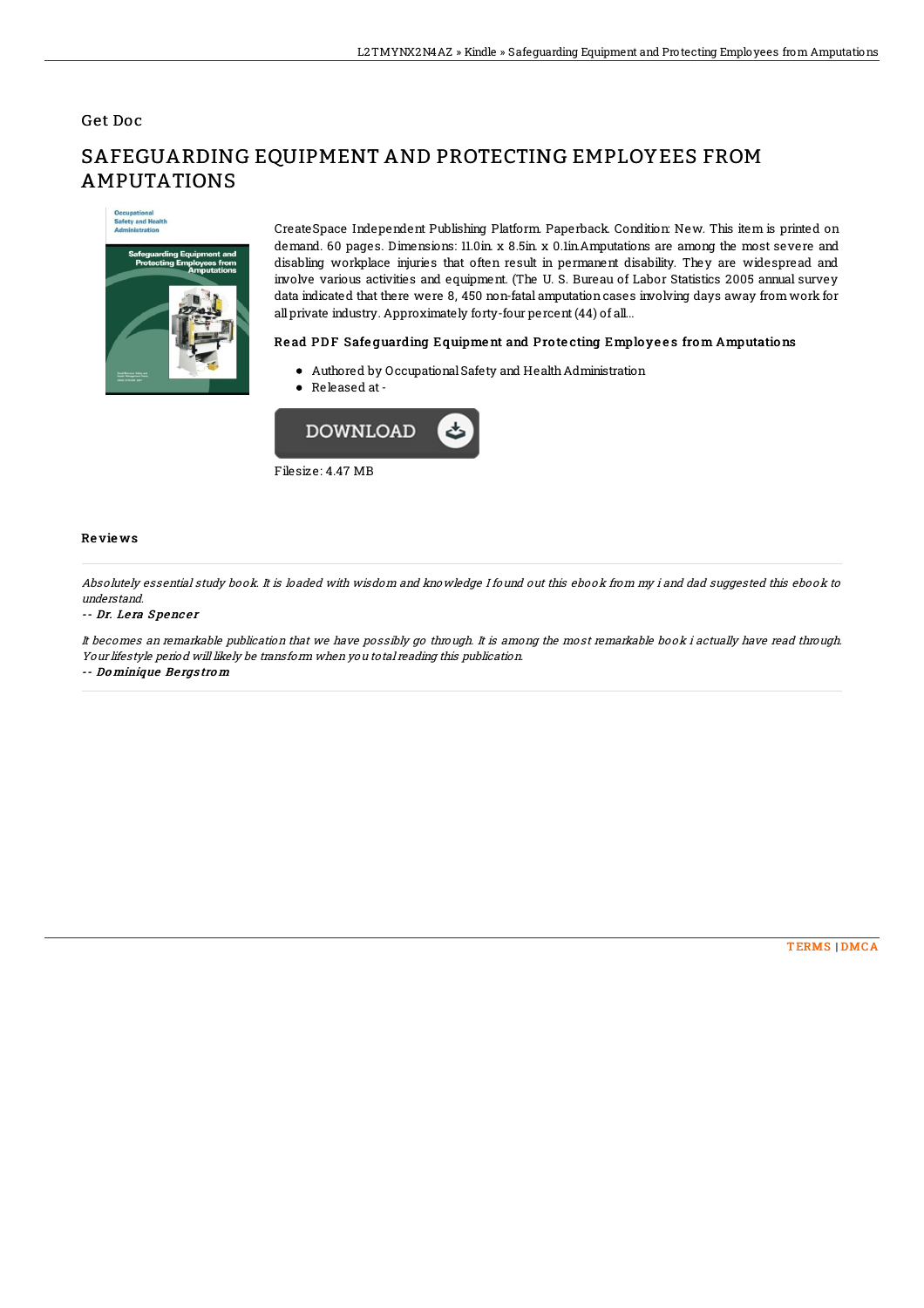Get Doc

# SAFEGUARDING EQUIPMENT AND PROTECTING EMPLOYEES FROM AMPUTATIONS

CreateSpace Independent Publishing Platform. Paperback. Condition: New. This item is printed on demand. 60 pages. Dimensions: 11.0in. x 8.5in. x 0.1in.Amputations are among the most severe and disabling workplace injuries that often result in permanent disability. They are widespread and involve various activities and equipment. (The U. S. Bureau of Labor Statistics 2005 annual survey data indicated that there were 8, 450 non-fatal amputation cases involving days away from work for all private industry. Approximately forty-four percent (44) of all...

### Read PDF Safeguarding Equipment and Protecting Employees from Amputations

- Authored by Occupational Safety and Health Administration
- Released at -

Filesize: 4.47 MB

### Reviews

*Absolutely essential study book. It is loaded with wisdom and knowledge I found out this ebook from my i and dad suggested this ebook to understand.*

-- *Dr. Lera Spencer*

*It becomes an remarkable publication that we have possibly go through. It is among the most remarkable book i actually have read through. Your lifestyle period will likely be transform when you total reading this publication.*

-- *Dominique Bergstrom*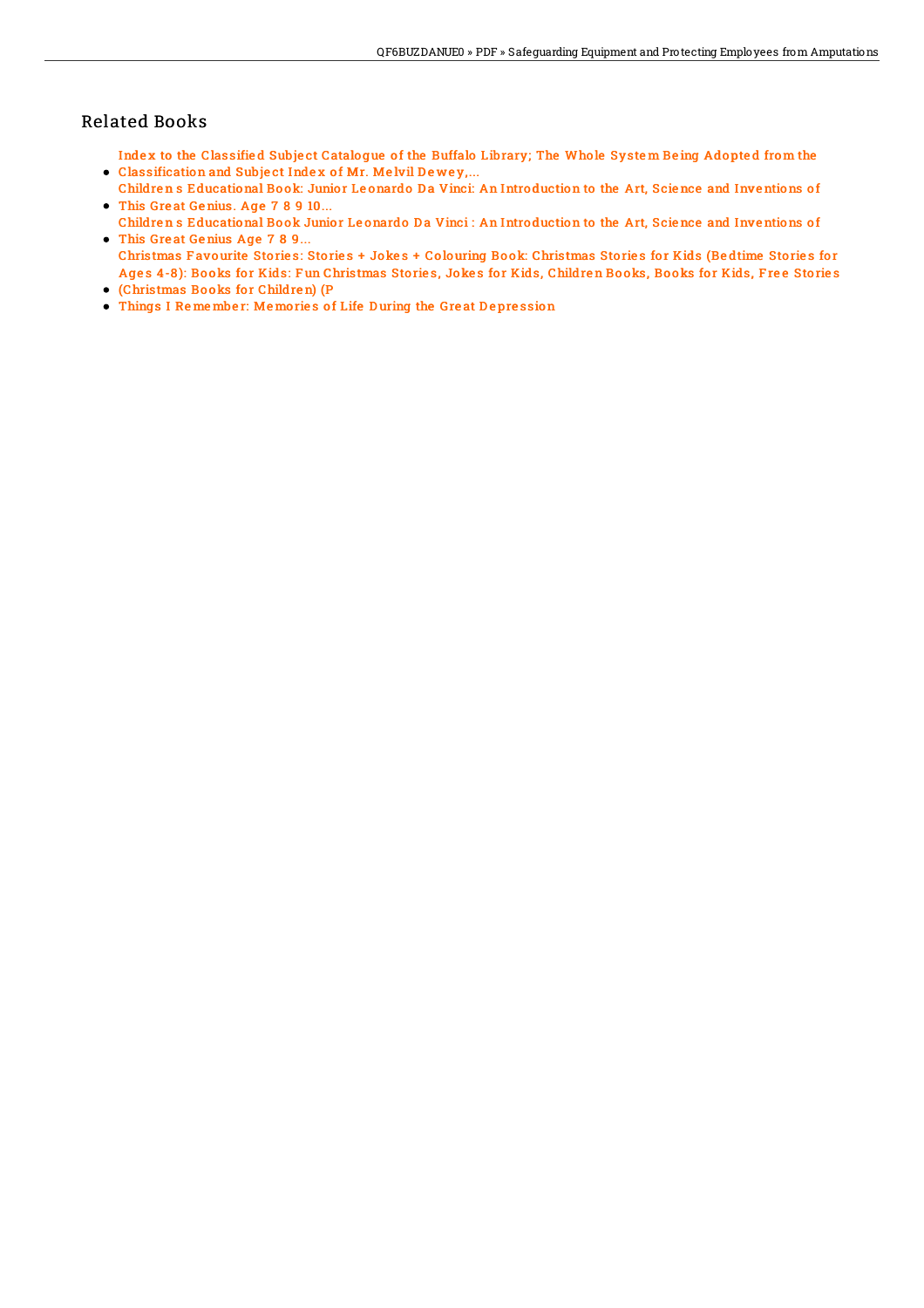## Related Books

- Index to the Classified Subject Catalogue of the Buffalo Library; The Whole System Being Adopted from the Classification and Subject Index of Mr. Melvil Dewey,...
- Children s Educational Book: Junior Leonardo Da Vinci: An Introduction to the Art, Science and Inventions of This Great Genius. Age 7 8 9 10...
- Children s Educational Book Junior Leonardo Da Vinci : An Introduction to the Art, Science and Inventions of This Great Genius Age 7 8 9...
- Christmas Favourite Stories: Stories + Jokes + Colouring Book: Christmas Stories for Kids (Bedtime Stories for Ages 4-8): Books for Kids: Fun Christmas Stories, Jokes for Kids, Children Books, Books for Kids, Free Stories (Christmas Books for Children) (P
- Things I Remember: Memories of Life During the Great Depression